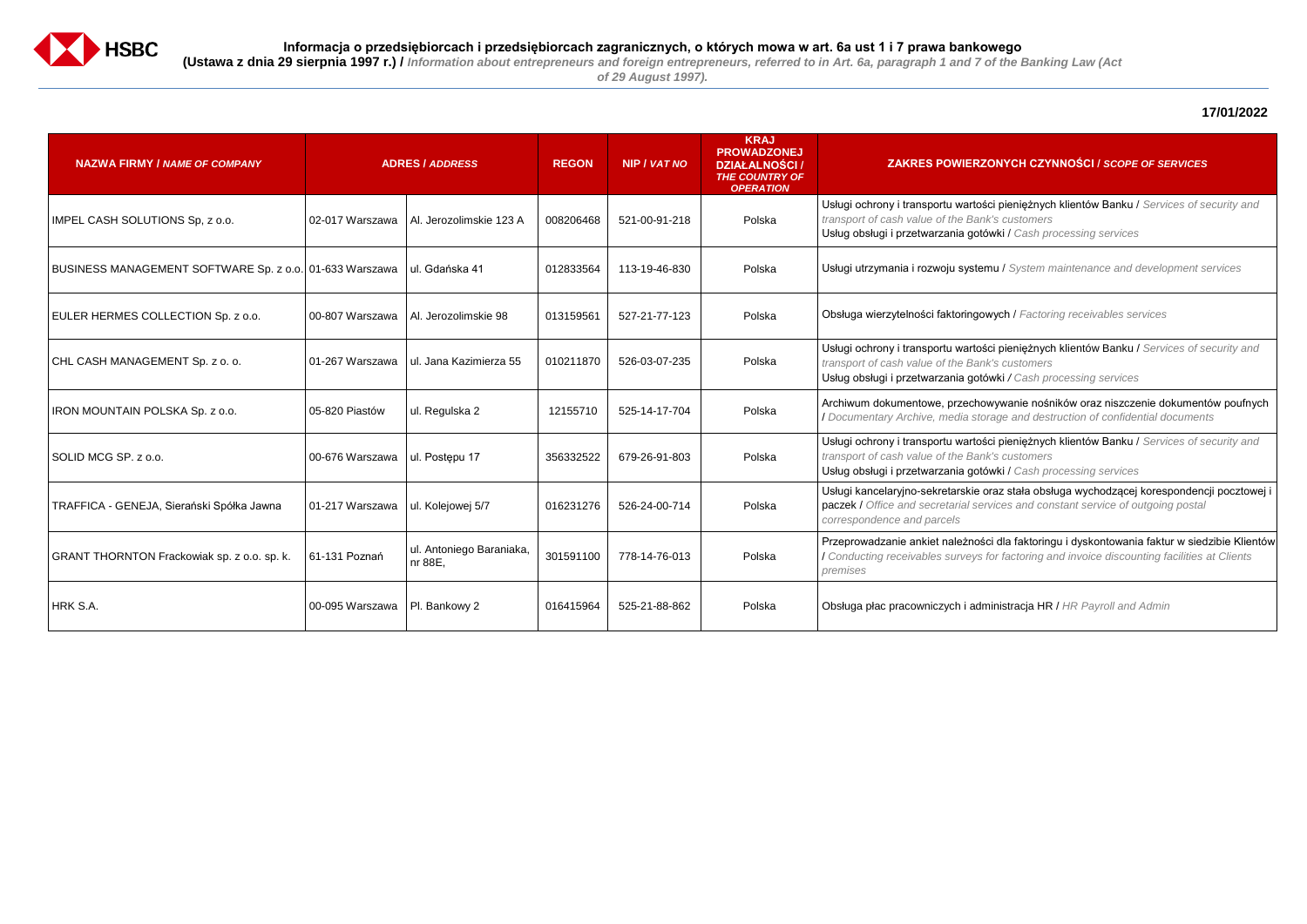**Informacja o przedsiębiorcach i przedsiębiorcach zagranicznych, o których mowa w art. 6a ust 1 i 7 prawa bankowego**
**(Ustawa z dnia 29 sierpnia 1997 r.) /** *Information about entrepreneurs and foreign entrepreneurs, referred to in Art. 6a, paragraph 1 and 7 of the Banking Law (Act of 29 August 1997).*

**17/01/2022**

| NAZWA FIRMY / *NAME OF COMPANY* | ADRES / *ADDRESS* | | REGON | NIP / *VAT NO* | KRAJ PROWADZONEJ DZIAŁALNOŚCI / *THE COUNTRY OF OPERATION* | ZAKRES POWIERZONYCH CZYNNOŚCI / *SCOPE OF SERVICES* |
|---|---|---|---|---|---|---|
| IMPEL CASH SOLUTIONS Sp, z o.o. | 02-017 Warszawa | Al. Jerozolimskie 123 A | 008206468 | 521-00-91-218 | Polska | Usługi ochrony i transportu wartości pieniężnych klientów Banku / *Services of security and transport of cash value of the Bank's customers* Usług obsługi i przetwarzania gotówki / *Cash processing services* |
| BUSINESS MANAGEMENT SOFTWARE Sp. z o.o. | 01-633 Warszawa | ul. Gdańska 41 | 012833564 | 113-19-46-830 | Polska | Usługi utrzymania i rozwoju systemu / *System maintenance and development services* |
| EULER HERMES COLLECTION Sp. z o.o. | 00-807 Warszawa | Al. Jerozolimskie 98 | 013159561 | 527-21-77-123 | Polska | Obsługa wierzytelności faktoringowych / *Factoring receivables services* |
| CHL CASH MANAGEMENT Sp. z o. o. | 01-267 Warszawa | ul. Jana Kazimierza 55 | 010211870 | 526-03-07-235 | Polska | Usługi ochrony i transportu wartości pieniężnych klientów Banku / *Services of security and transport of cash value of the Bank's customers* Usług obsługi i przetwarzania gotówki / *Cash processing services* |
| IRON MOUNTAIN POLSKA Sp. z o.o. | 05-820 Piastów | ul. Regulska 2 | 12155710 | 525-14-17-704 | Polska | Archiwum dokumentowe, przechowywanie nośników oraz niszczenie dokumentów poufnych / *Documentary Archive, media storage and destruction of confidential documents* |
| SOLID MCG SP. z o.o. | 00-676 Warszawa | ul. Postępu 17 | 356332522 | 679-26-91-803 | Polska | Usługi ochrony i transportu wartości pieniężnych klientów Banku / *Services of security and transport of cash value of the Bank's customers* Usług obsługi i przetwarzania gotówki / *Cash processing services* |
| TRAFFICA - GENEJA, Sierański Spółka Jawna | 01-217 Warszawa | ul. Kolejowej 5/7 | 016231276 | 526-24-00-714 | Polska | Usługi kancelaryjno-sekretarskie oraz stała obsługa wychodzącej korespondencji pocztowej i paczek / *Office and secretarial services and constant service of outgoing postal correspondence and parcels* |
| GRANT THORNTON Frackowiak sp. z o.o. sp. k. | 61-131 Poznań | ul. Antoniego Baraniaka, nr 88E, | 301591100 | 778-14-76-013 | Polska | Przeprowadzanie ankiet należności dla faktoringu i dyskontowania faktur w siedzibie Klientów / *Conducting receivables surveys for factoring and invoice discounting facilities at Clients premises* |
| HRK S.A. | 00-095 Warszawa | Pl. Bankowy 2 | 016415964 | 525-21-88-862 | Polska | Obsługa płac pracowniczych i administracja HR / *HR Payroll and Admin* |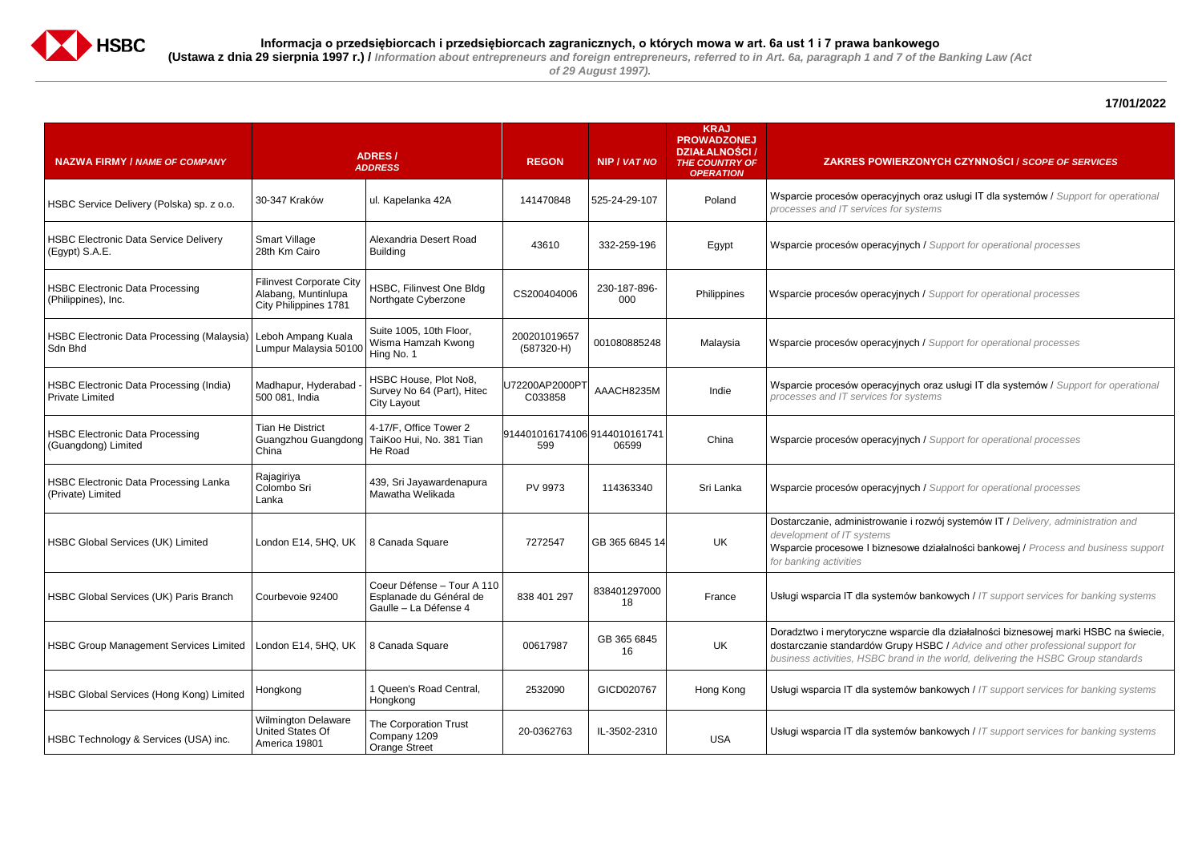**Informacja o przedsiębiorcach i przedsiębiorcach zagranicznych, o których mowa w art. 6a ust 1 i 7 prawa bankowego**

**(Ustawa z dnia 29 sierpnia 1997 r.) /** *Information about entrepreneurs and foreign entrepreneurs, referred to in Art. 6a, paragraph 1 and 7 of the Banking Law (Act of 29 August 1997).*

**17/01/2022**

| NAZWA FIRMY / *NAME OF COMPANY* | ADRES / *ADDRESS* | | REGON | NIP / *VAT NO* | KRAJ PROWADZONEJ DZIAŁALNOŚCI / *THE COUNTRY OF OPERATION* | ZAKRES POWIERZONYCH CZYNNOŚCI / *SCOPE OF SERVICES* |
|---|---|---|---|---|---|---|
| HSBC Service Delivery (Polska) sp. z o.o. | 30-347 Kraków | ul. Kapelanka 42A | 141470848 | 525-24-29-107 | Poland | Wsparcie procesów operacyjnych oraz usługi IT dla systemów / *Support for operational processes and IT services for systems* |
| HSBC Electronic Data Service Delivery (Egypt) S.A.E. | Smart Village 28th Km Cairo | Alexandria Desert Road Building | 43610 | 332-259-196 | Egypt | Wsparcie procesów operacyjnych / *Support for operational processes* |
| HSBC Electronic Data Processing (Philippines), Inc. | Filinvest Corporate City Alabang, Muntinlupa City Philippines 1781 | HSBC, Filinvest One Bldg Northgate Cyberzone | CS200404006 | 230-187-896-000 | Philippines | Wsparcie procesów operacyjnych / *Support for operational processes* |
| HSBC Electronic Data Processing (Malaysia) Sdn Bhd | Leboh Ampang Kuala Lumpur Malaysia 50100 | Suite 1005, 10th Floor, Wisma Hamzah Kwong Hing No. 1 | 200201019657 (587320-H) | 001080885248 | Malaysia | Wsparcie procesów operacyjnych / *Support for operational processes* |
| HSBC Electronic Data Processing (India) Private Limited | Madhapur, Hyderabad - 500 081, India | HSBC House, Plot No8, Survey No 64 (Part), Hitec City Layout | U72200AP2000PTC033858 | AAACH8235M | Indie | Wsparcie procesów operacyjnych oraz usługi IT dla systemów / *Support for operational processes and IT services for systems* |
| HSBC Electronic Data Processing (Guangdong) Limited | Tian He District Guangzhou Guangdong China | 4-17/F, Office Tower 2 TaiKoo Hui, No. 381 Tian He Road | 914401016174106599 | 914401016174106599 | China | Wsparcie procesów operacyjnych / *Support for operational processes* |
| HSBC Electronic Data Processing Lanka (Private) Limited | Rajagiriya Colombo Sri Lanka | 439, Sri Jayawardenapura Mawatha Welikada | PV 9973 | 114363340 | Sri Lanka | Wsparcie procesów operacyjnych / *Support for operational processes* |
| HSBC Global Services (UK) Limited | London E14, 5HQ, UK | 8 Canada Square | 7272547 | GB 365 6845 14 | UK | Dostarczanie, administrowanie i rozwój systemów IT / *Delivery, administration and development of IT systems* Wsparcie procesowe I biznesowe działalności bankowej / *Process and business support for banking activities* |
| HSBC Global Services (UK) Paris Branch | Courbevoie 92400 | Coeur Défense – Tour A 110 Esplanade du Général de Gaulle – La Défense 4 | 838 401 297 | 83840129700018 | France | Usługi wsparcia IT dla systemów bankowych / *IT support services for banking systems* |
| HSBC Group Management Services Limited | London E14, 5HQ, UK | 8 Canada Square | 00617987 | GB 365 6845 16 | UK | Doradztwo i merytoryczne wsparcie dla działalności biznesowej marki HSBC na świecie, dostarczanie standardów Grupy HSBC / *Advice and other professional support for business activities, HSBC brand in the world, delivering the HSBC Group standards* |
| HSBC Global Services (Hong Kong) Limited | Hongkong | 1 Queen's Road Central, Hongkong | 2532090 | GICD020767 | Hong Kong | Usługi wsparcia IT dla systemów bankowych / *IT support services for banking systems* |
| HSBC Technology & Services (USA) inc. | Wilmington Delaware United States Of America 19801 | The Corporation Trust Company 1209 Orange Street | 20-0362763 | IL-3502-2310 | USA | Usługi wsparcia IT dla systemów bankowych / *IT support services for banking systems* |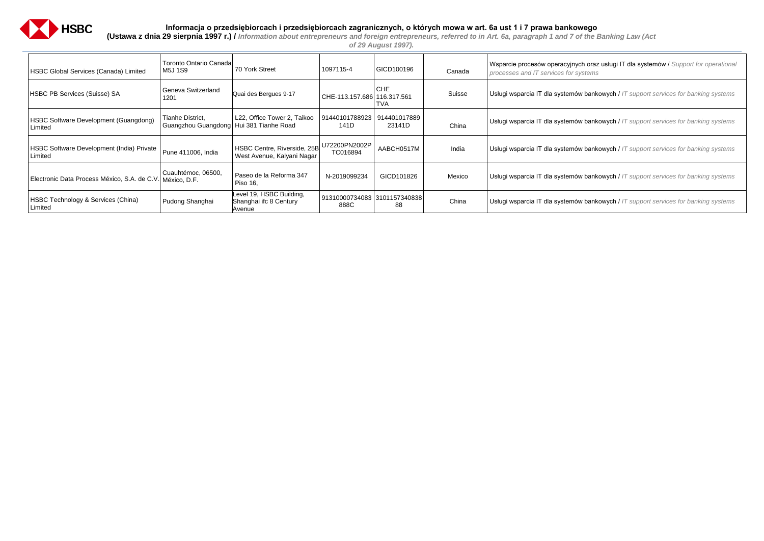**Informacja o przedsiębiorcach i przedsiębiorcach zagranicznych, o których mowa w art. 6a ust 1 i 7 prawa bankowego**
**(Ustawa z dnia 29 sierpnia 1997 r.) /** ***Information about entrepreneurs and foreign entrepreneurs, referred to in Art. 6a, paragraph 1 and 7 of the Banking Law (Act of 29 August 1997).***

| | | | | | | |
|---|---|---|---|---|---|---|
| HSBC Global Services (Canada) Limited | Toronto Ontario Canada M5J 1S9 | 70 York Street | 1097115-4 | GICD100196 | Canada | Wsparcie procesów operacyjnych oraz usługi IT dla systemów / *Support for operational processes and IT services for systems* |
| HSBC PB Services (Suisse) SA | Geneva Switzerland 1201 | Quai des Bergues 9-17 | CHE-113.157.686 | CHE 116.317.561 TVA | Suisse | Usługi wsparcia IT dla systemów bankowych / *IT support services for banking systems* |
| HSBC Software Development (Guangdong) Limited | Tianhe District, Guangzhou Guangdong | L22, Office Tower 2, Taikoo Hui 381 Tianhe Road | 91440101788923141D | 914401017889 23141D | China | Usługi wsparcia IT dla systemów bankowych / *IT support services for banking systems* |
| HSBC Software Development (India) Private Limited | Pune 411006, India | HSBC Centre, Riverside, 25B West Avenue, Kalyani Nagar | U72200PN2002PTC016894 | AABCH0517M | India | Usługi wsparcia IT dla systemów bankowych / *IT support services for banking systems* |
| Electronic Data Process México, S.A. de C.V. | Cuauhtémoc, 06500, México, D.F. | Paseo de la Reforma 347 Piso 16, | N-2019099234 | GICD101826 | Mexico | Usługi wsparcia IT dla systemów bankowych / *IT support services for banking systems* |
| HSBC Technology & Services (China) Limited | Pudong Shanghai | Level 19, HSBC Building, Shanghai ifc 8 Century Avenue | 91310000734083888C | 310115734083888 | China | Usługi wsparcia IT dla systemów bankowych / *IT support services for banking systems* |